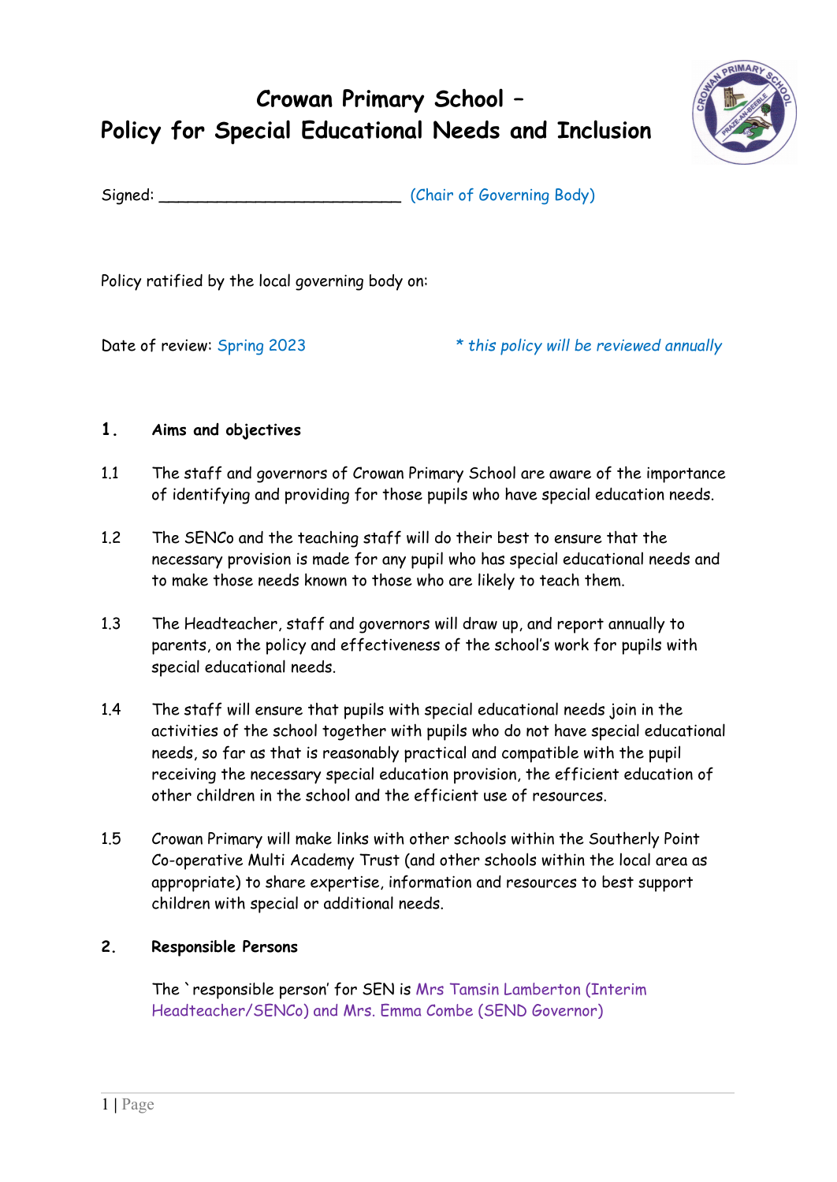# Crowan Primary School – Policy for Special Educational Needs and Inclusion

Signed: ___________________________ (Chair of Governing Body)

Policy ratified by the local governing body on:

Date of review: Spring 2023 *\* this policy will be reviewed annually*

## 1. Aims and objectives

1.1 The staff and governors of Crowan Primary School are aware of the importance of identifying and providing for those pupils who have special education needs.

1.2 The SENCo and the teaching staff will do their best to ensure that the necessary provision is made for any pupil who has special educational needs and to make those needs known to those who are likely to teach them.

1.3 The Headteacher, staff and governors will draw up, and report annually to parents, on the policy and effectiveness of the school's work for pupils with special educational needs.

1.4 The staff will ensure that pupils with special educational needs join in the activities of the school together with pupils who do not have special educational needs, so far as that is reasonably practical and compatible with the pupil receiving the necessary special education provision, the efficient education of other children in the school and the efficient use of resources.

1.5 Crowan Primary will make links with other schools within the Southerly Point Co-operative Multi Academy Trust (and other schools within the local area as appropriate) to share expertise, information and resources to best support children with special or additional needs.

## 2. Responsible Persons

The `responsible person' for SEN is Mrs Tamsin Lamberton (Interim Headteacher/SENCo) and Mrs. Emma Combe (SEND Governor)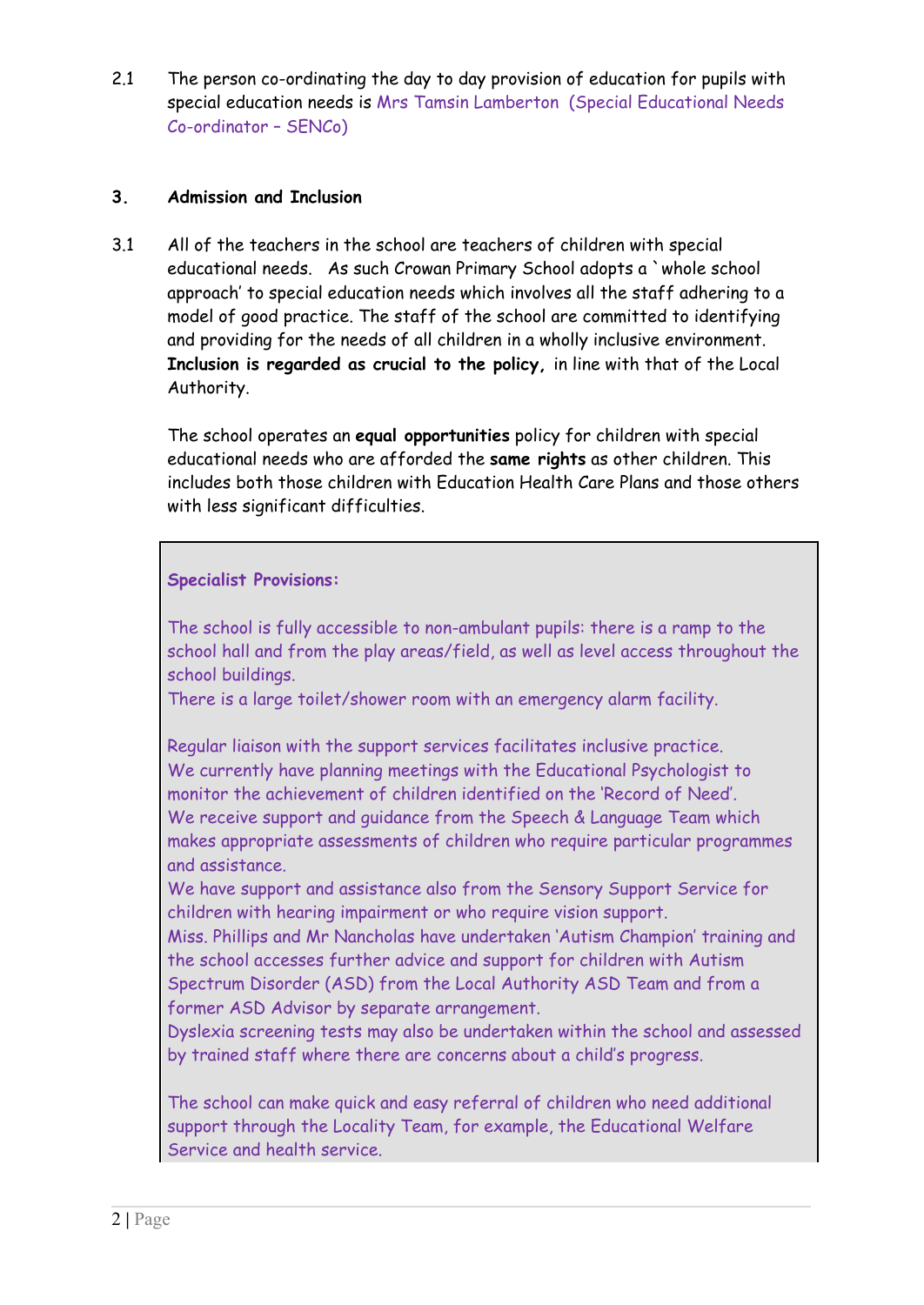2.1 The person co-ordinating the day to day provision of education for pupils with special education needs is Mrs Tamsin Lamberton (Special Educational Needs Co-ordinator – SENCo)

### 3. Admission and Inclusion

3.1 All of the teachers in the school are teachers of children with special educational needs. As such Crowan Primary School adopts a `whole school approach' to special education needs which involves all the staff adhering to a model of good practice. The staff of the school are committed to identifying and providing for the needs of all children in a wholly inclusive environment. **Inclusion is regarded as crucial to the policy,** in line with that of the Local Authority.

The school operates an **equal opportunities** policy for children with special educational needs who are afforded the **same rights** as other children. This includes both those children with Education Health Care Plans and those others with less significant difficulties.

**Specialist Provisions:**

The school is fully accessible to non-ambulant pupils: there is a ramp to the school hall and from the play areas/field, as well as level access throughout the school buildings.
There is a large toilet/shower room with an emergency alarm facility.

Regular liaison with the support services facilitates inclusive practice.
We currently have planning meetings with the Educational Psychologist to monitor the achievement of children identified on the 'Record of Need'.
We receive support and guidance from the Speech & Language Team which makes appropriate assessments of children who require particular programmes and assistance.
We have support and assistance also from the Sensory Support Service for children with hearing impairment or who require vision support.
Miss. Phillips and Mr Nancholas have undertaken 'Autism Champion' training and the school accesses further advice and support for children with Autism Spectrum Disorder (ASD) from the Local Authority ASD Team and from a former ASD Advisor by separate arrangement.
Dyslexia screening tests may also be undertaken within the school and assessed by trained staff where there are concerns about a child's progress.

The school can make quick and easy referral of children who need additional support through the Locality Team, for example, the Educational Welfare Service and health service.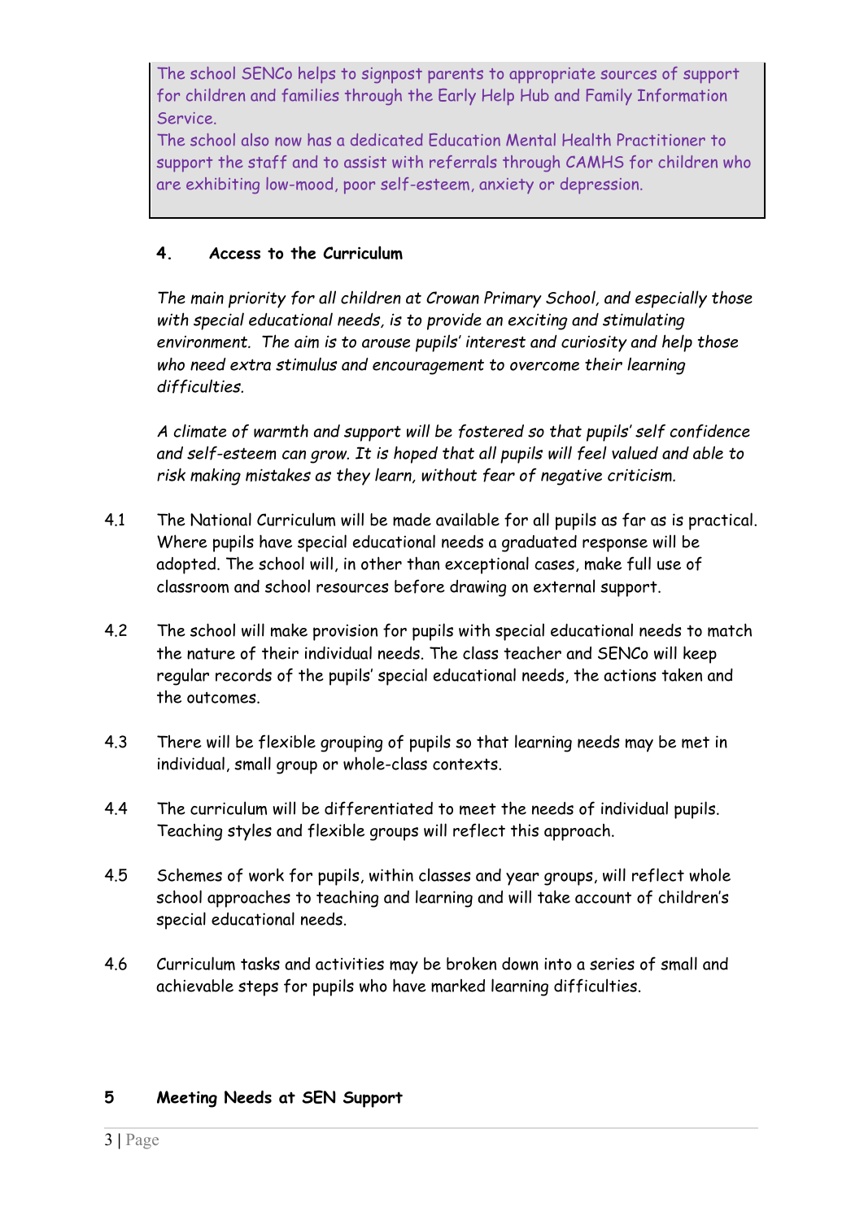The school SENCo helps to signpost parents to appropriate sources of support for children and families through the Early Help Hub and Family Information Service.

The school also now has a dedicated Education Mental Health Practitioner to support the staff and to assist with referrals through CAMHS for children who are exhibiting low-mood, poor self-esteem, anxiety or depression.

## 4. Access to the Curriculum

*The main priority for all children at Crowan Primary School, and especially those with special educational needs, is to provide an exciting and stimulating environment. The aim is to arouse pupils' interest and curiosity and help those who need extra stimulus and encouragement to overcome their learning difficulties.*

*A climate of warmth and support will be fostered so that pupils' self confidence and self-esteem can grow. It is hoped that all pupils will feel valued and able to risk making mistakes as they learn, without fear of negative criticism.*

4.1 The National Curriculum will be made available for all pupils as far as is practical. Where pupils have special educational needs a graduated response will be adopted. The school will, in other than exceptional cases, make full use of classroom and school resources before drawing on external support.

4.2 The school will make provision for pupils with special educational needs to match the nature of their individual needs. The class teacher and SENCo will keep regular records of the pupils' special educational needs, the actions taken and the outcomes.

4.3 There will be flexible grouping of pupils so that learning needs may be met in individual, small group or whole-class contexts.

4.4 The curriculum will be differentiated to meet the needs of individual pupils. Teaching styles and flexible groups will reflect this approach.

4.5 Schemes of work for pupils, within classes and year groups, will reflect whole school approaches to teaching and learning and will take account of children's special educational needs.

4.6 Curriculum tasks and activities may be broken down into a series of small and achievable steps for pupils who have marked learning difficulties.

## 5 *Meeting Needs at SEN Support*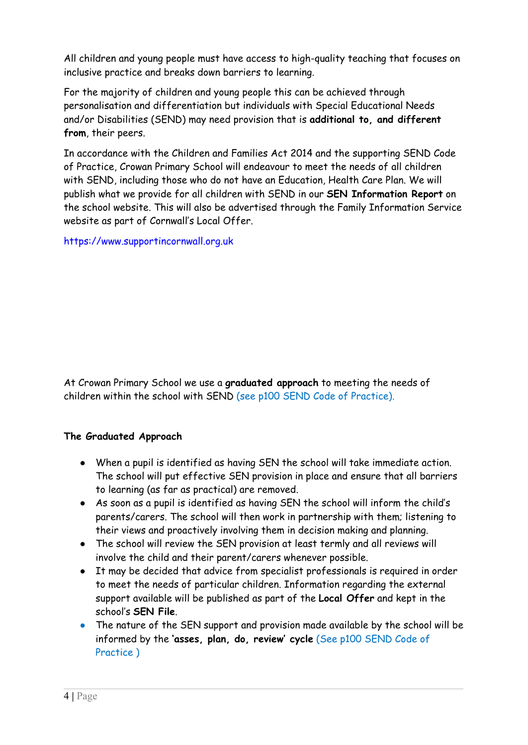All children and young people must have access to high-quality teaching that focuses on inclusive practice and breaks down barriers to learning.

For the majority of children and young people this can be achieved through personalisation and differentiation but individuals with Special Educational Needs and/or Disabilities (SEND) may need provision that is **additional to, and different from**, their peers.

In accordance with the Children and Families Act 2014 and the supporting SEND Code of Practice, Crowan Primary School will endeavour to meet the needs of all children with SEND, including those who do not have an Education, Health Care Plan. We will publish what we provide for all children with SEND in our **SEN Information Report** on the school website. This will also be advertised through the Family Information Service website as part of Cornwall's Local Offer.

https://www.supportincornwall.org.uk

At Crowan Primary School we use a **graduated approach** to meeting the needs of children within the school with SEND (see p100 SEND Code of Practice).

**The Graduated Approach**

- When a pupil is identified as having SEN the school will take immediate action. The school will put effective SEN provision in place and ensure that all barriers to learning (as far as practical) are removed.
- As soon as a pupil is identified as having SEN the school will inform the child's parents/carers. The school will then work in partnership with them; listening to their views and proactively involving them in decision making and planning.
- The school will review the SEN provision at least termly and all reviews will involve the child and their parent/carers whenever possible.
- It may be decided that advice from specialist professionals is required in order to meet the needs of particular children. Information regarding the external support available will be published as part of the **Local Offer** and kept in the school's **SEN File**.
- The nature of the SEN support and provision made available by the school will be informed by the **'asses, plan, do, review' cycle** (See p100 SEND Code of Practice )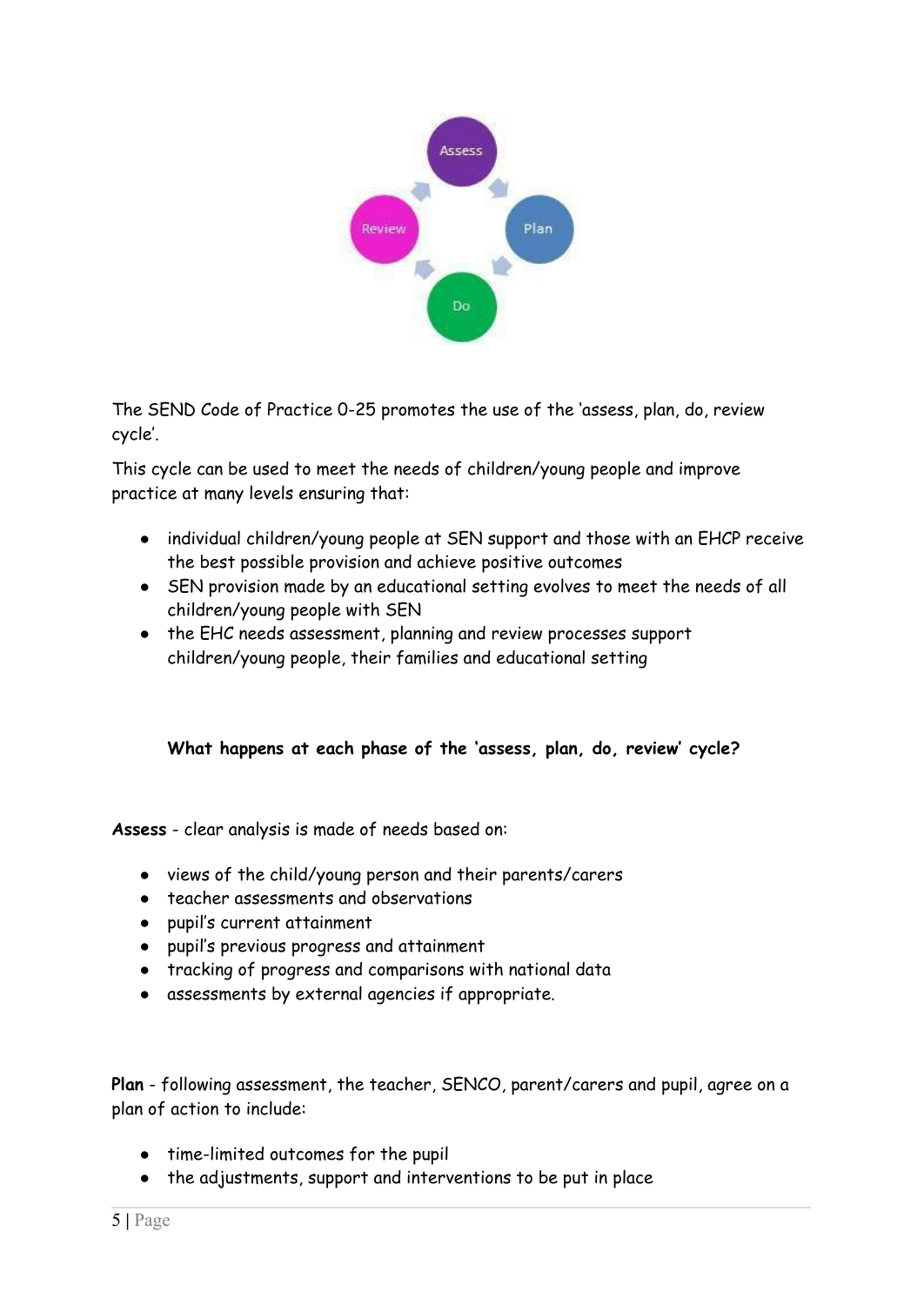The SEND Code of Practice 0-25 promotes the use of the 'assess, plan, do, review cycle'.

This cycle can be used to meet the needs of children/young people and improve practice at many levels ensuring that:

- individual children/young people at SEN support and those with an EHCP receive the best possible provision and achieve positive outcomes
- SEN provision made by an educational setting evolves to meet the needs of all children/young people with SEN
- the EHC needs assessment, planning and review processes support children/young people, their families and educational setting

### What happens at each phase of the 'assess, plan, do, review' cycle?

**Assess** - clear analysis is made of needs based on:

- views of the child/young person and their parents/carers
- teacher assessments and observations
- pupil's current attainment
- pupil's previous progress and attainment
- tracking of progress and comparisons with national data
- assessments by external agencies if appropriate.

**Plan** - following assessment, the teacher, SENCO, parent/carers and pupil, agree on a plan of action to include:

- time-limited outcomes for the pupil
- the adjustments, support and interventions to be put in place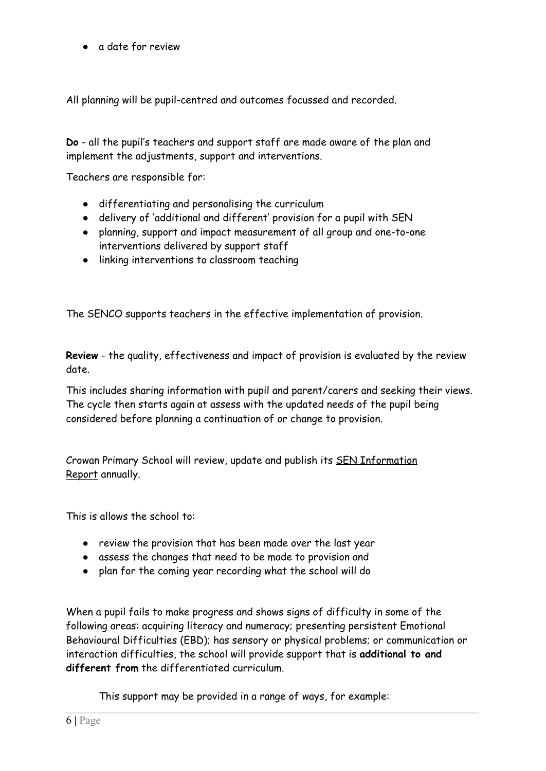- a date for review

All planning will be pupil-centred and outcomes focussed and recorded.

**Do** - all the pupil's teachers and support staff are made aware of the plan and implement the adjustments, support and interventions.

Teachers are responsible for:

- differentiating and personalising the curriculum
- delivery of 'additional and different' provision for a pupil with SEN
- planning, support and impact measurement of all group and one-to-one interventions delivered by support staff
- linking interventions to classroom teaching

The SENCO supports teachers in the effective implementation of provision.

**Review** - the quality, effectiveness and impact of provision is evaluated by the review date.

This includes sharing information with pupil and parent/carers and seeking their views. The cycle then starts again at assess with the updated needs of the pupil being considered before planning a continuation of or change to provision.

Crowan Primary School will review, update and publish its SEN Information Report annually.

This is allows the school to:

- review the provision that has been made over the last year
- assess the changes that need to be made to provision and
- plan for the coming year recording what the school will do

When a pupil fails to make progress and shows signs of difficulty in some of the following areas: acquiring literacy and numeracy; presenting persistent Emotional Behavioural Difficulties (EBD); has sensory or physical problems; or communication or interaction difficulties, the school will provide support that is **additional to and different from** the differentiated curriculum.

This support may be provided in a range of ways, for example: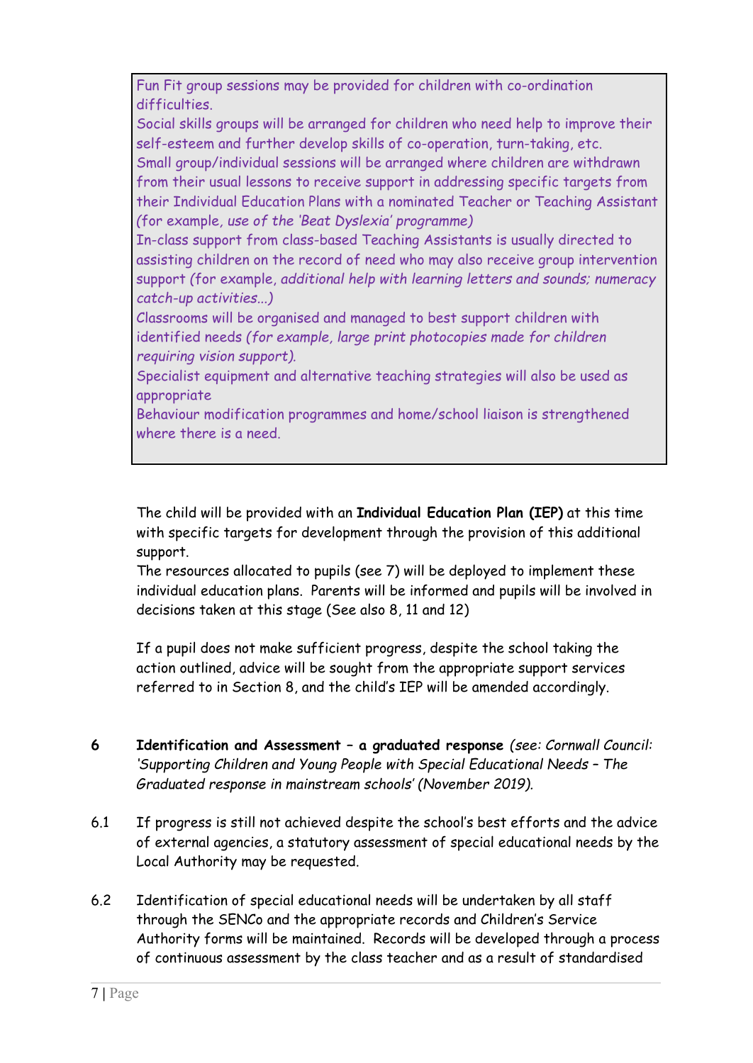Fun Fit group sessions may be provided for children with co-ordination difficulties.
Social skills groups will be arranged for children who need help to improve their self-esteem and further develop skills of co-operation, turn-taking, etc.
Small group/individual sessions will be arranged where children are withdrawn from their usual lessons to receive support in addressing specific targets from their Individual Education Plans with a nominated Teacher or Teaching Assistant *(for example, use of the 'Beat Dyslexia' programme)*
In-class support from class-based Teaching Assistants is usually directed to assisting children on the record of need who may also receive group intervention support *(for example, additional help with learning letters and sounds; numeracy catch-up activities…)*
Classrooms will be organised and managed to best support children with identified needs *(for example, large print photocopies made for children requiring vision support).*
Specialist equipment and alternative teaching strategies will also be used as appropriate
Behaviour modification programmes and home/school liaison is strengthened where there is a need.

The child will be provided with an **Individual Education Plan (IEP)** at this time with specific targets for development through the provision of this additional support.
The resources allocated to pupils (see 7) will be deployed to implement these individual education plans. Parents will be informed and pupils will be involved in decisions taken at this stage (See also 8, 11 and 12)

If a pupil does not make sufficient progress, despite the school taking the action outlined, advice will be sought from the appropriate support services referred to in Section 8, and the child's IEP will be amended accordingly.

## 6 Identification and Assessment – a graduated response *(see: Cornwall Council: 'Supporting Children and Young People with Special Educational Needs – The Graduated response in mainstream schools' (November 2019).*

6.1 If progress is still not achieved despite the school's best efforts and the advice of external agencies, a statutory assessment of special educational needs by the Local Authority may be requested.

6.2 Identification of special educational needs will be undertaken by all staff through the SENCo and the appropriate records and Children's Service Authority forms will be maintained. Records will be developed through a process of continuous assessment by the class teacher and as a result of standardised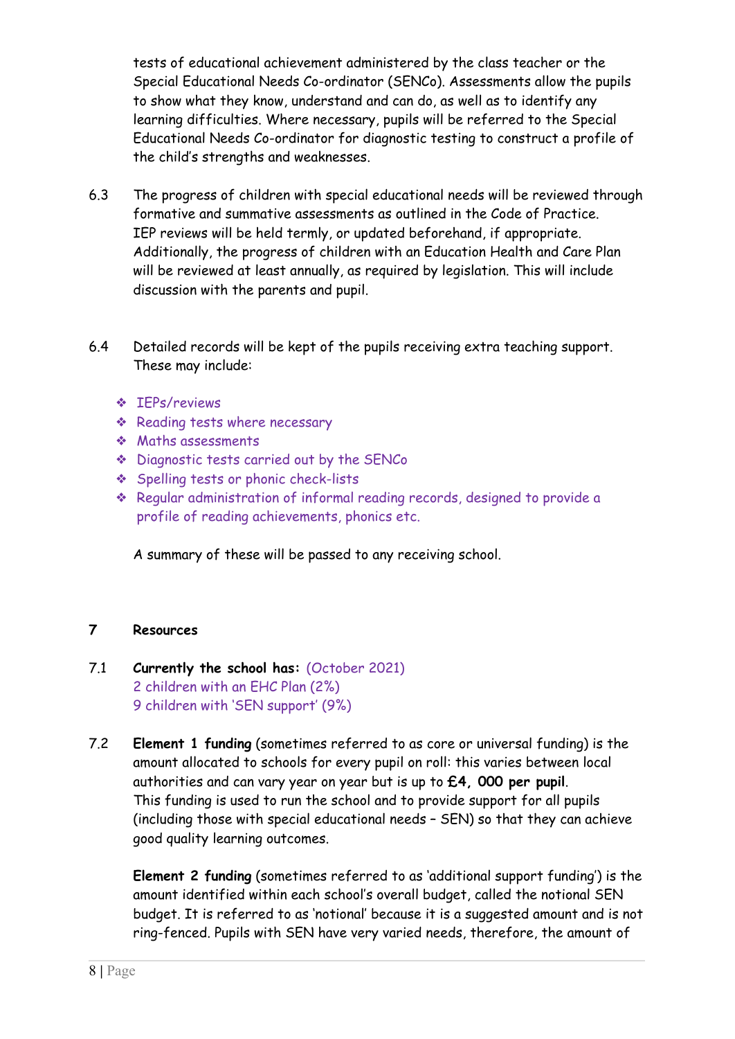tests of educational achievement administered by the class teacher or the Special Educational Needs Co-ordinator (SENCo). Assessments allow the pupils to show what they know, understand and can do, as well as to identify any learning difficulties. Where necessary, pupils will be referred to the Special Educational Needs Co-ordinator for diagnostic testing to construct a profile of the child's strengths and weaknesses.

6.3 The progress of children with special educational needs will be reviewed through formative and summative assessments as outlined in the Code of Practice. IEP reviews will be held termly, or updated beforehand, if appropriate. Additionally, the progress of children with an Education Health and Care Plan will be reviewed at least annually, as required by legislation. This will include discussion with the parents and pupil.

6.4 Detailed records will be kept of the pupils receiving extra teaching support. These may include:

- IEPs/reviews
- Reading tests where necessary
- Maths assessments
- Diagnostic tests carried out by the SENCo
- Spelling tests or phonic check-lists
- Regular administration of informal reading records, designed to provide a profile of reading achievements, phonics etc.

A summary of these will be passed to any receiving school.

## 7 Resources

7.1 **Currently the school has:** (October 2021)
2 children with an EHC Plan (2%)
9 children with 'SEN support' (9%)

7.2 **Element 1 funding** (sometimes referred to as core or universal funding) is the amount allocated to schools for every pupil on roll: this varies between local authorities and can vary year on year but is up to **£4, 000 per pupil**. This funding is used to run the school and to provide support for all pupils (including those with special educational needs – SEN) so that they can achieve good quality learning outcomes.

**Element 2 funding** (sometimes referred to as 'additional support funding') is the amount identified within each school's overall budget, called the notional SEN budget. It is referred to as 'notional' because it is a suggested amount and is not ring-fenced. Pupils with SEN have very varied needs, therefore, the amount of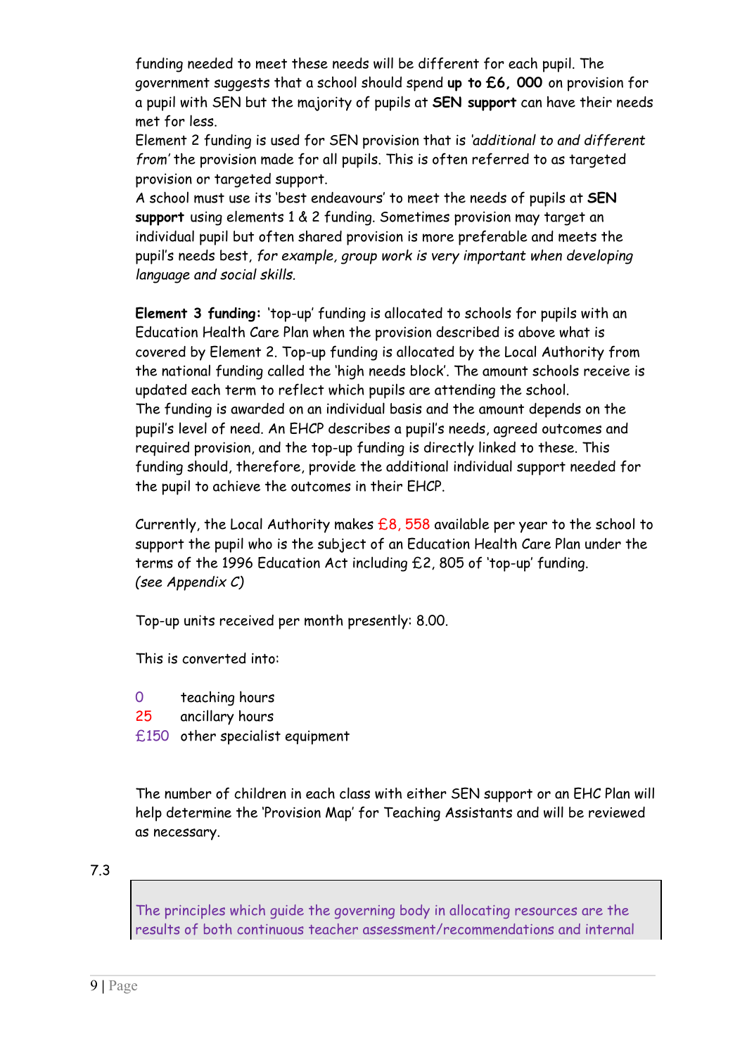funding needed to meet these needs will be different for each pupil. The government suggests that a school should spend **up to £6, 000** on provision for a pupil with SEN but the majority of pupils at **SEN support** can have their needs met for less.
Element 2 funding is used for SEN provision that is *'additional to and different from'* the provision made for all pupils. This is often referred to as targeted provision or targeted support.
A school must use its 'best endeavours' to meet the needs of pupils at **SEN support** using elements 1 & 2 funding. Sometimes provision may target an individual pupil but often shared provision is more preferable and meets the pupil's needs best, *for example, group work is very important when developing language and social skills.*

**Element 3 funding:** 'top-up' funding is allocated to schools for pupils with an Education Health Care Plan when the provision described is above what is covered by Element 2. Top-up funding is allocated by the Local Authority from the national funding called the 'high needs block'. The amount schools receive is updated each term to reflect which pupils are attending the school.
The funding is awarded on an individual basis and the amount depends on the pupil's level of need. An EHCP describes a pupil's needs, agreed outcomes and required provision, and the top-up funding is directly linked to these. This funding should, therefore, provide the additional individual support needed for the pupil to achieve the outcomes in their EHCP.

Currently, the Local Authority makes £8, 558 available per year to the school to support the pupil who is the subject of an Education Health Care Plan under the terms of the 1996 Education Act including £2, 805 of 'top-up' funding.
*(see Appendix C)*

Top-up units received per month presently: 8.00.

This is converted into:

0 teaching hours
25 ancillary hours
£150 other specialist equipment

The number of children in each class with either SEN support or an EHC Plan will help determine the 'Provision Map' for Teaching Assistants and will be reviewed as necessary.

7.3

The principles which guide the governing body in allocating resources are the results of both continuous teacher assessment/recommendations and internal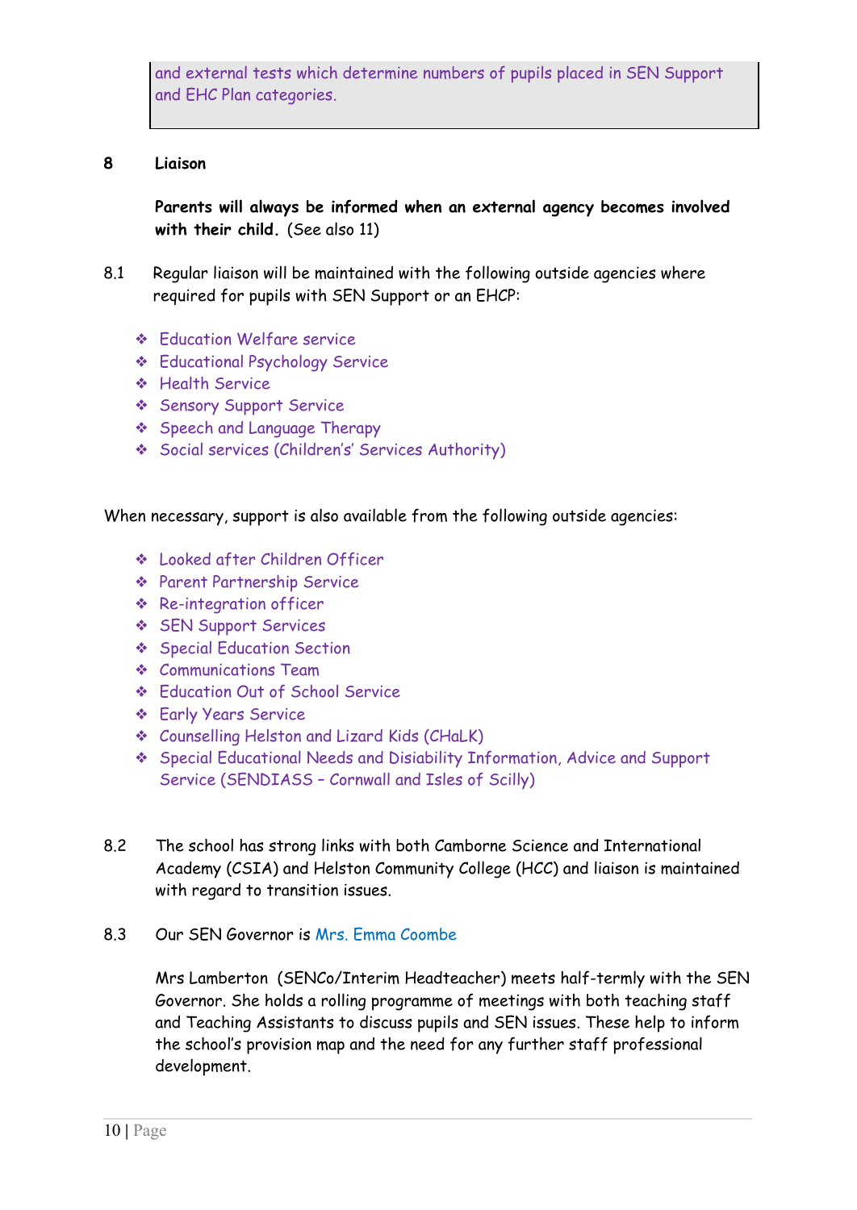> and external tests which determine numbers of pupils placed in SEN Support and EHC Plan categories.

## 8 Liaison

**Parents will always be informed when an external agency becomes involved with their child.** (See also 11)

8.1 Regular liaison will be maintained with the following outside agencies where required for pupils with SEN Support or an EHCP:

- Education Welfare service
- Educational Psychology Service
- Health Service
- Sensory Support Service
- Speech and Language Therapy
- Social services (Children's' Services Authority)

When necessary, support is also available from the following outside agencies:

- Looked after Children Officer
- Parent Partnership Service
- Re-integration officer
- SEN Support Services
- Special Education Section
- Communications Team
- Education Out of School Service
- Early Years Service
- Counselling Helston and Lizard Kids (CHaLK)
- Special Educational Needs and Disiability Information, Advice and Support Service (SENDIASS – Cornwall and Isles of Scilly)

8.2 The school has strong links with both Camborne Science and International Academy (CSIA) and Helston Community College (HCC) and liaison is maintained with regard to transition issues.

8.3 Our SEN Governor is Mrs. Emma Coombe

Mrs Lamberton (SENCo/Interim Headteacher) meets half-termly with the SEN Governor. She holds a rolling programme of meetings with both teaching staff and Teaching Assistants to discuss pupils and SEN issues. These help to inform the school's provision map and the need for any further staff professional development.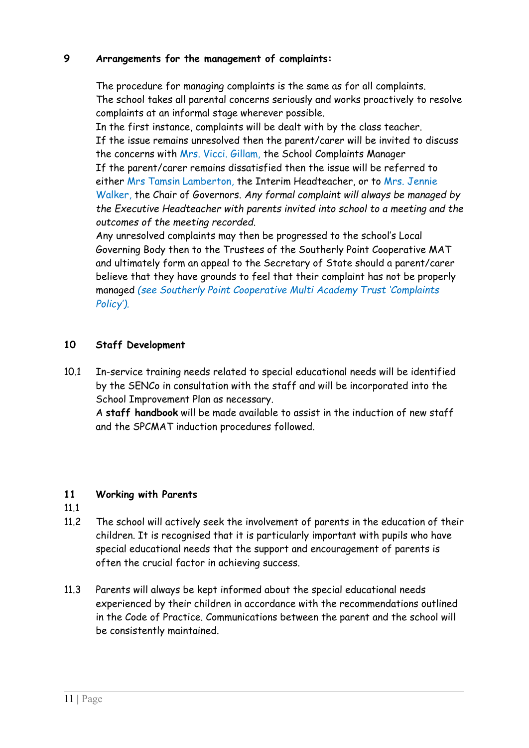## 9 Arrangements for the management of complaints:

The procedure for managing complaints is the same as for all complaints.
The school takes all parental concerns seriously and works proactively to resolve complaints at an informal stage wherever possible.
In the first instance, complaints will be dealt with by the class teacher.
If the issue remains unresolved then the parent/carer will be invited to discuss the concerns with Mrs. Vicci. Gillam, the School Complaints Manager
If the parent/carer remains dissatisfied then the issue will be referred to either Mrs Tamsin Lamberton, the Interim Headteacher, or to Mrs. Jennie Walker, the Chair of Governors. *Any formal complaint will always be managed by the Executive Headteacher with parents invited into school to a meeting and the outcomes of the meeting recorded.*
Any unresolved complaints may then be progressed to the school's Local Governing Body then to the Trustees of the Southerly Point Cooperative MAT and ultimately form an appeal to the Secretary of State should a parent/carer believe that they have grounds to feel that their complaint has not be properly managed *(see Southerly Point Cooperative Multi Academy Trust 'Complaints Policy').*

## 10 Staff Development

10.1 In-service training needs related to special educational needs will be identified by the SENCo in consultation with the staff and will be incorporated into the School Improvement Plan as necessary.
A **staff handbook** will be made available to assist in the induction of new staff and the SPCMAT induction procedures followed.

## 11 Working with Parents

11.1

11.2 The school will actively seek the involvement of parents in the education of their children. It is recognised that it is particularly important with pupils who have special educational needs that the support and encouragement of parents is often the crucial factor in achieving success.

11.3 Parents will always be kept informed about the special educational needs experienced by their children in accordance with the recommendations outlined in the Code of Practice. Communications between the parent and the school will be consistently maintained.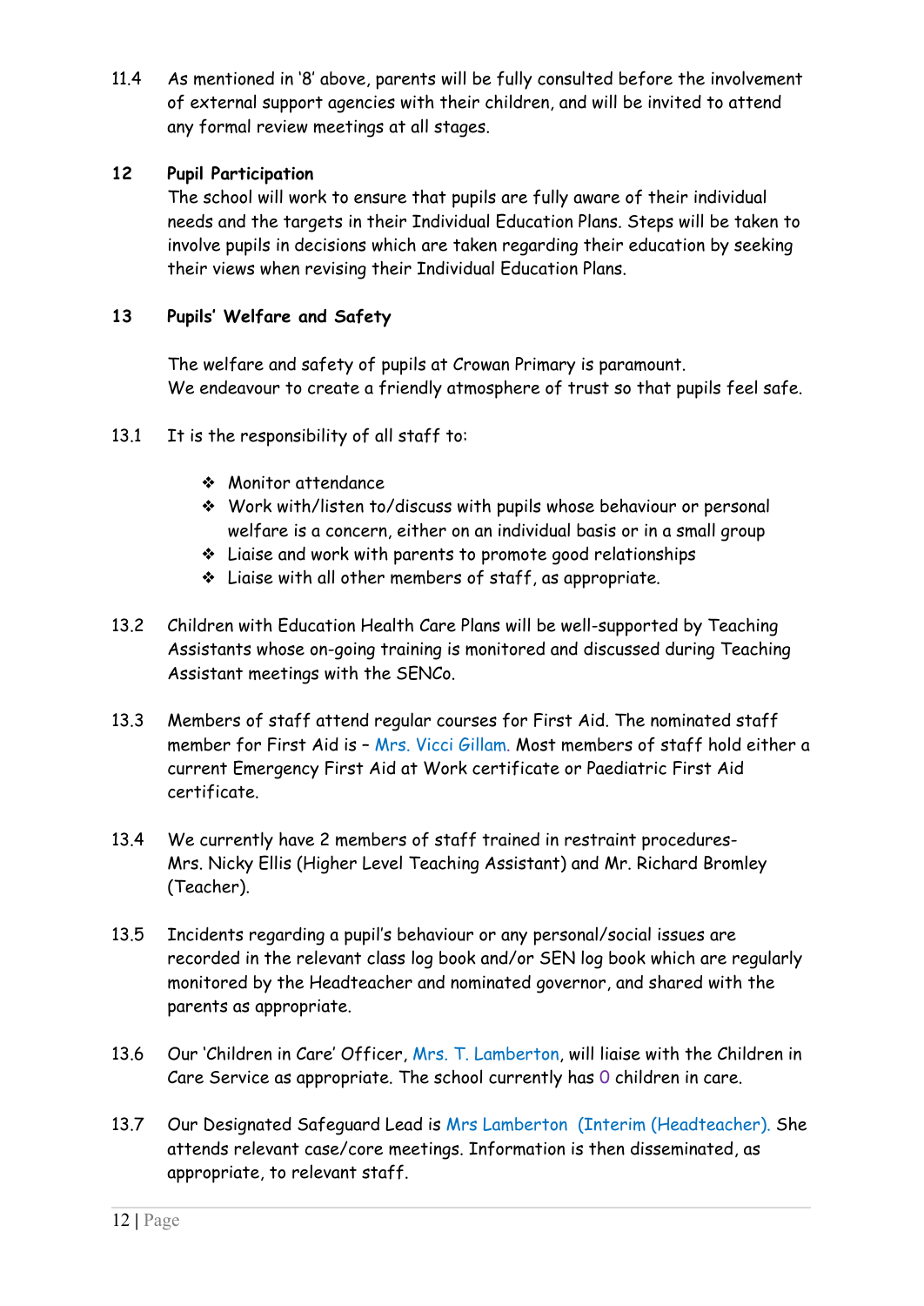11.4 As mentioned in '8' above, parents will be fully consulted before the involvement of external support agencies with their children, and will be invited to attend any formal review meetings at all stages.

**12 Pupil Participation**

The school will work to ensure that pupils are fully aware of their individual needs and the targets in their Individual Education Plans. Steps will be taken to involve pupils in decisions which are taken regarding their education by seeking their views when revising their Individual Education Plans.

**13 Pupils' Welfare and Safety**

The welfare and safety of pupils at Crowan Primary is paramount.
We endeavour to create a friendly atmosphere of trust so that pupils feel safe.

13.1 It is the responsibility of all staff to:

- Monitor attendance
- Work with/listen to/discuss with pupils whose behaviour or personal welfare is a concern, either on an individual basis or in a small group
- Liaise and work with parents to promote good relationships
- Liaise with all other members of staff, as appropriate.

13.2 Children with Education Health Care Plans will be well-supported by Teaching Assistants whose on-going training is monitored and discussed during Teaching Assistant meetings with the SENCo.

13.3 Members of staff attend regular courses for First Aid. The nominated staff member for First Aid is – Mrs. Vicci Gillam. Most members of staff hold either a current Emergency First Aid at Work certificate or Paediatric First Aid certificate.

13.4 We currently have 2 members of staff trained in restraint procedures- Mrs. Nicky Ellis (Higher Level Teaching Assistant) and Mr. Richard Bromley (Teacher).

13.5 Incidents regarding a pupil's behaviour or any personal/social issues are recorded in the relevant class log book and/or SEN log book which are regularly monitored by the Headteacher and nominated governor, and shared with the parents as appropriate.

13.6 Our 'Children in Care' Officer, Mrs. T. Lamberton, will liaise with the Children in Care Service as appropriate. The school currently has 0 children in care.

13.7 Our Designated Safeguard Lead is Mrs Lamberton (Interim (Headteacher). She attends relevant case/core meetings. Information is then disseminated, as appropriate, to relevant staff.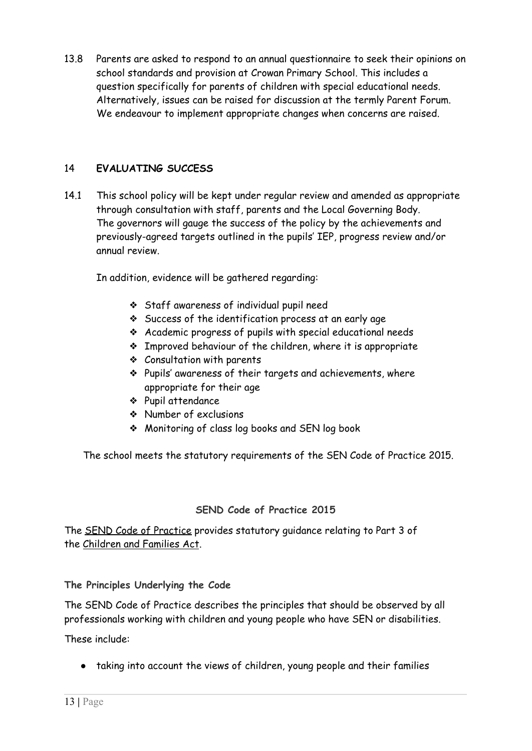13.8 Parents are asked to respond to an annual questionnaire to seek their opinions on school standards and provision at Crowan Primary School. This includes a question specifically for parents of children with special educational needs. Alternatively, issues can be raised for discussion at the termly Parent Forum. We endeavour to implement appropriate changes when concerns are raised.

## 14 EVALUATING SUCCESS

14.1 This school policy will be kept under regular review and amended as appropriate through consultation with staff, parents and the Local Governing Body. The governors will gauge the success of the policy by the achievements and previously-agreed targets outlined in the pupils' IEP, progress review and/or annual review.

In addition, evidence will be gathered regarding:

- Staff awareness of individual pupil need
- Success of the identification process at an early age
- Academic progress of pupils with special educational needs
- Improved behaviour of the children, where it is appropriate
- Consultation with parents
- Pupils' awareness of their targets and achievements, where appropriate for their age
- Pupil attendance
- Number of exclusions
- Monitoring of class log books and SEN log book

The school meets the statutory requirements of the SEN Code of Practice 2015.

## SEND Code of Practice 2015

The SEND Code of Practice provides statutory guidance relating to Part 3 of the Children and Families Act.

### The Principles Underlying the Code

The SEND Code of Practice describes the principles that should be observed by all professionals working with children and young people who have SEN or disabilities.

These include:

- taking into account the views of children, young people and their families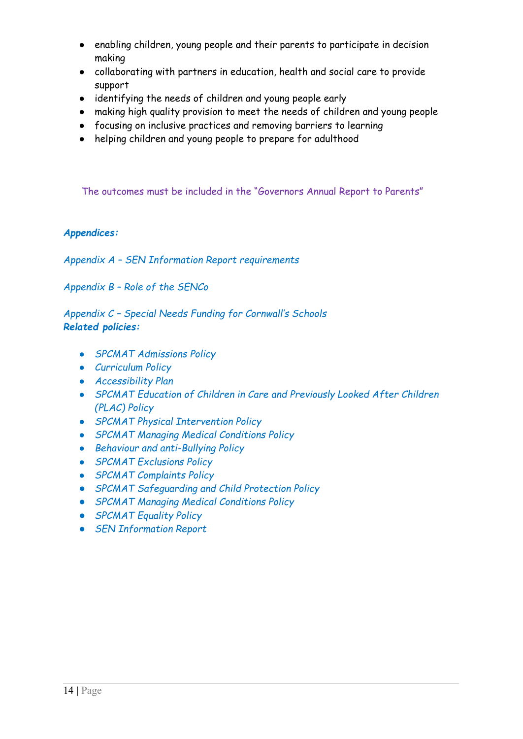- enabling children, young people and their parents to participate in decision making
- collaborating with partners in education, health and social care to provide support
- identifying the needs of children and young people early
- making high quality provision to meet the needs of children and young people
- focusing on inclusive practices and removing barriers to learning
- helping children and young people to prepare for adulthood

The outcomes must be included in the "Governors Annual Report to Parents"

***Appendices:***

*Appendix A – SEN Information Report requirements*

*Appendix B – Role of the SENCo*

*Appendix C – Special Needs Funding for Cornwall's Schools*

***Related policies:***

- *SPCMAT Admissions Policy*
- *Curriculum Policy*
- *Accessibility Plan*
- *SPCMAT Education of Children in Care and Previously Looked After Children (PLAC) Policy*
- *SPCMAT Physical Intervention Policy*
- *SPCMAT Managing Medical Conditions Policy*
- *Behaviour and anti-Bullying Policy*
- *SPCMAT Exclusions Policy*
- *SPCMAT Complaints Policy*
- *SPCMAT Safeguarding and Child Protection Policy*
- *SPCMAT Managing Medical Conditions Policy*
- *SPCMAT Equality Policy*
- *SEN Information Report*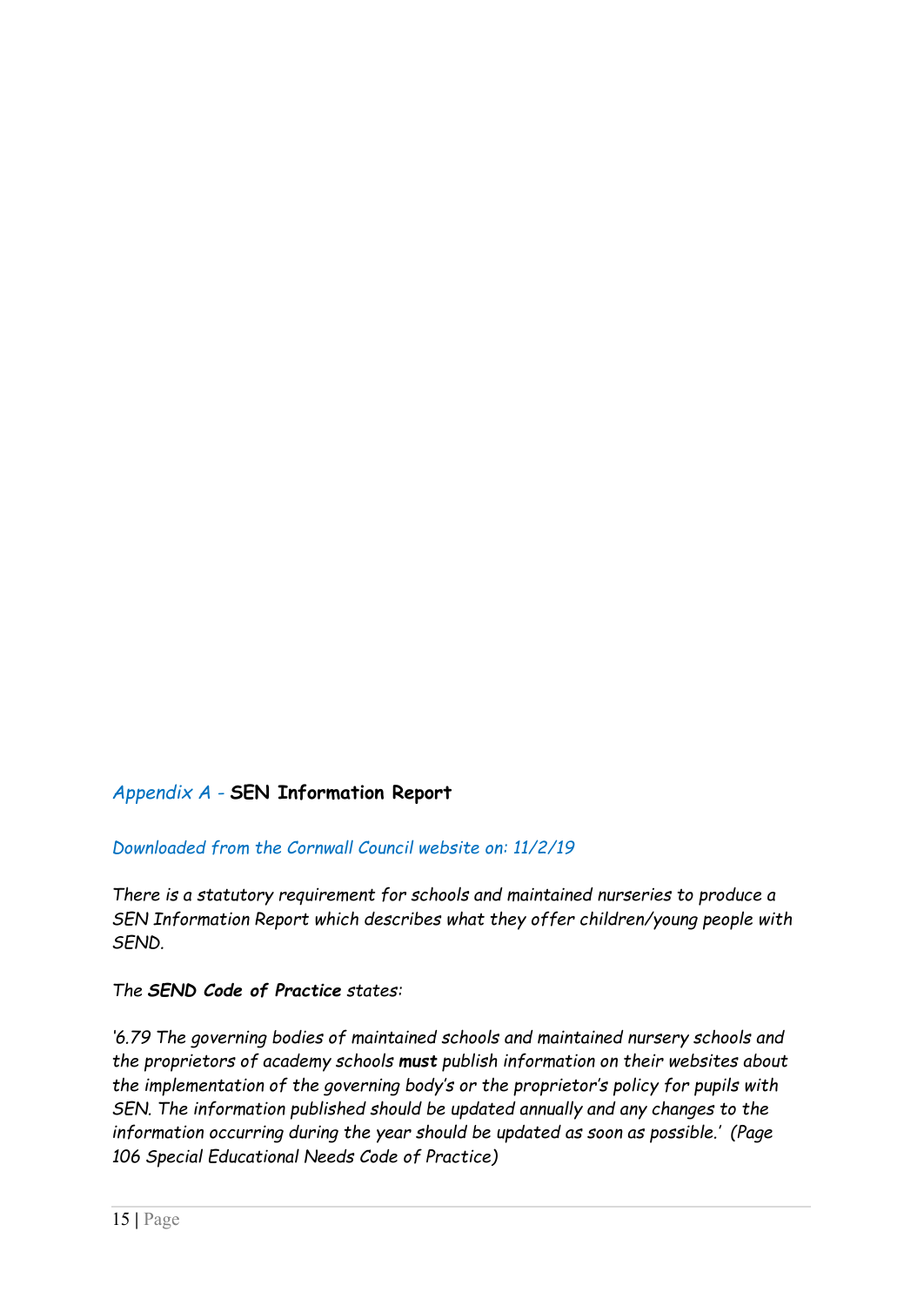## *Appendix A -* **SEN Information Report**

*Downloaded from the Cornwall Council website on: 11/2/19*

*There is a statutory requirement for schools and maintained nurseries to produce a SEN Information Report which describes what they offer children/young people with SEND.*

*The* ***SEND Code of Practice*** *states:*

*'6.79 The governing bodies of maintained schools and maintained nursery schools and the proprietors of academy schools* ***must*** *publish information on their websites about the implementation of the governing body's or the proprietor's policy for pupils with SEN. The information published should be updated annually and any changes to the information occurring during the year should be updated as soon as possible.' (Page 106 Special Educational Needs Code of Practice)*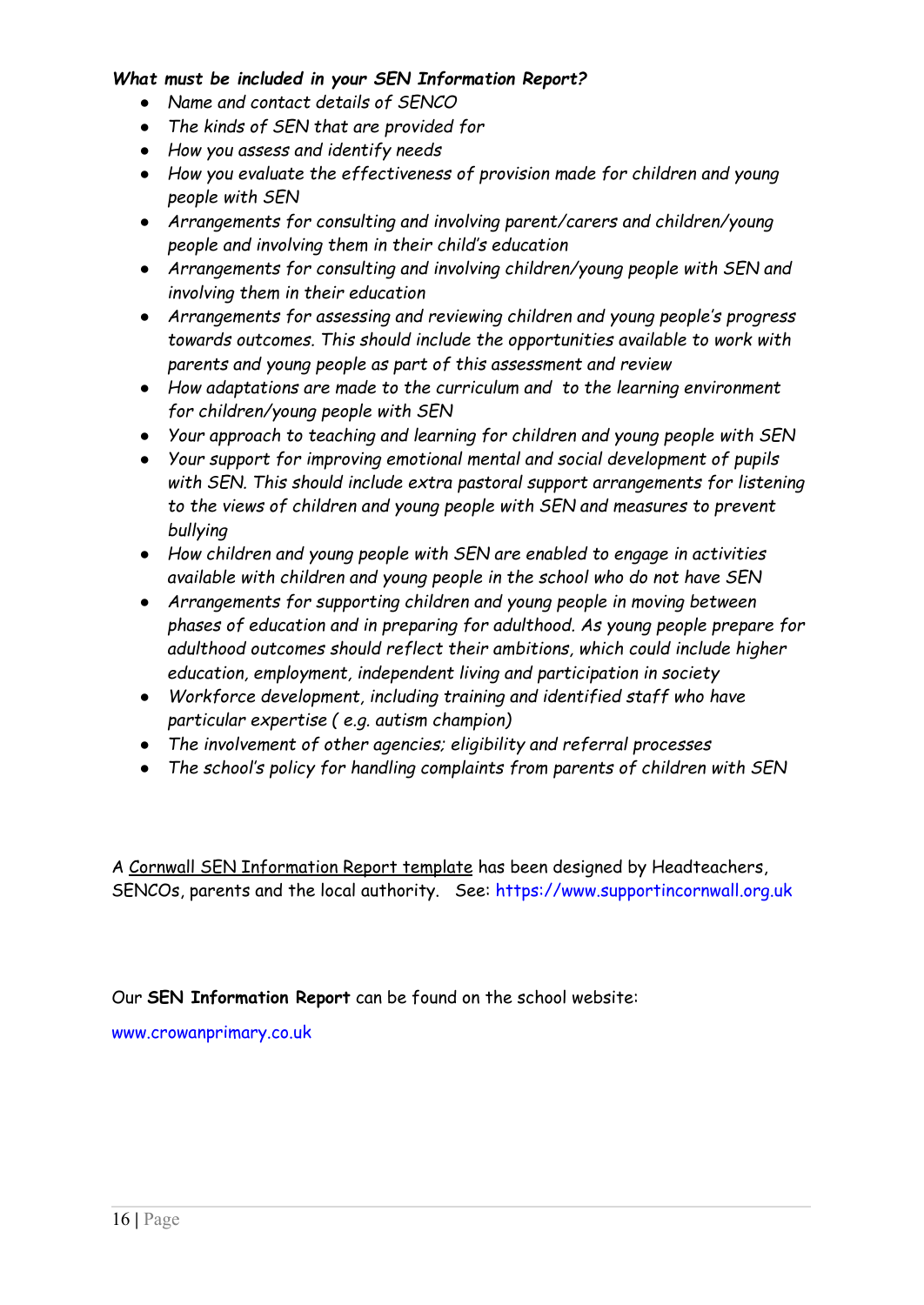***What must be included in your SEN Information Report?***

- *Name and contact details of SENCO*
- *The kinds of SEN that are provided for*
- *How you assess and identify needs*
- *How you evaluate the effectiveness of provision made for children and young people with SEN*
- *Arrangements for consulting and involving parent/carers and children/young people and involving them in their child's education*
- *Arrangements for consulting and involving children/young people with SEN and involving them in their education*
- *Arrangements for assessing and reviewing children and young people's progress towards outcomes. This should include the opportunities available to work with parents and young people as part of this assessment and review*
- *How adaptations are made to the curriculum and to the learning environment for children/young people with SEN*
- *Your approach to teaching and learning for children and young people with SEN*
- *Your support for improving emotional mental and social development of pupils with SEN. This should include extra pastoral support arrangements for listening to the views of children and young people with SEN and measures to prevent bullying*
- *How children and young people with SEN are enabled to engage in activities available with children and young people in the school who do not have SEN*
- *Arrangements for supporting children and young people in moving between phases of education and in preparing for adulthood. As young people prepare for adulthood outcomes should reflect their ambitions, which could include higher education, employment, independent living and participation in society*
- *Workforce development, including training and identified staff who have particular expertise ( e.g. autism champion)*
- *The involvement of other agencies; eligibility and referral processes*
- *The school's policy for handling complaints from parents of children with SEN*

A Cornwall SEN Information Report template has been designed by Headteachers, SENCOs, parents and the local authority. See: https://www.supportincornwall.org.uk

Our **SEN Information Report** can be found on the school website:

www.crowanprimary.co.uk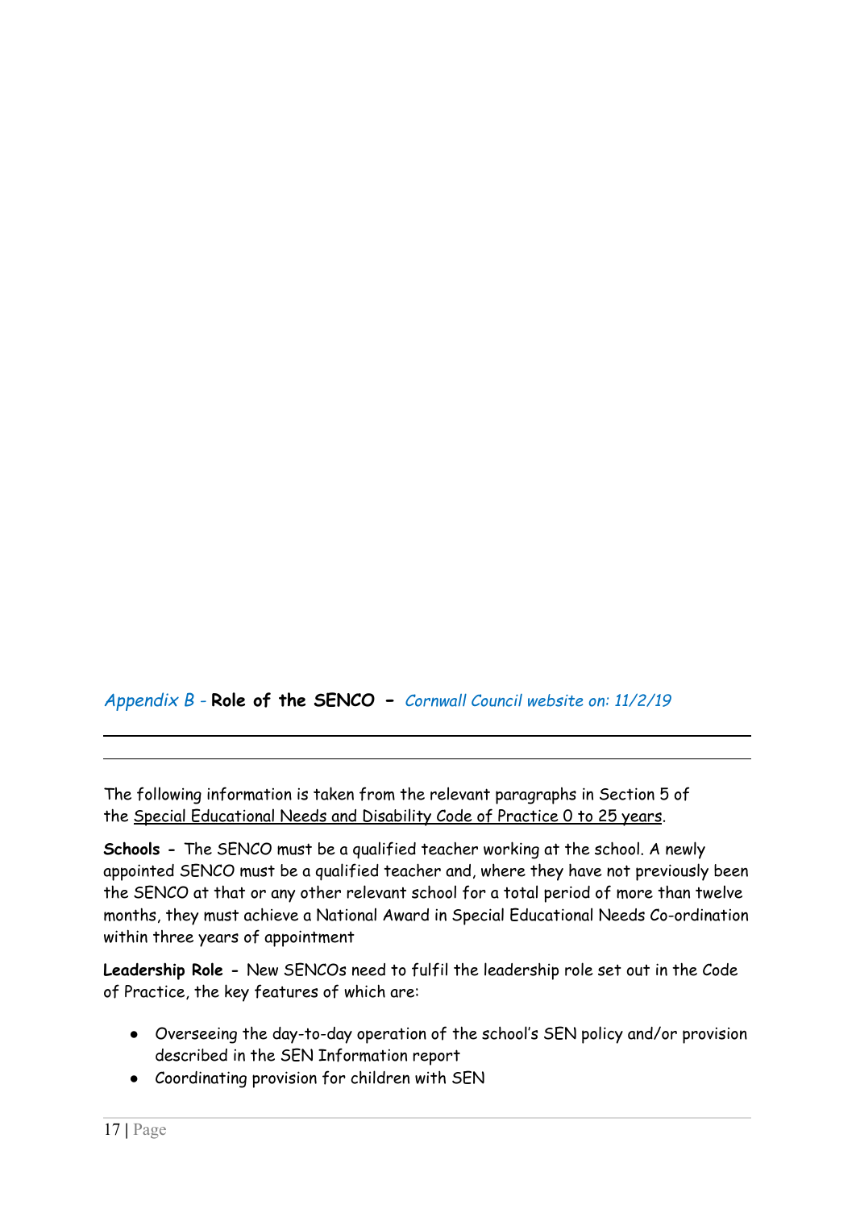## *Appendix B* - **Role of the SENCO** - *Cornwall Council website on: 11/2/19*

---

---

The following information is taken from the relevant paragraphs in Section 5 of the Special Educational Needs and Disability Code of Practice 0 to 25 years.

**Schools -** The SENCO must be a qualified teacher working at the school. A newly appointed SENCO must be a qualified teacher and, where they have not previously been the SENCO at that or any other relevant school for a total period of more than twelve months, they must achieve a National Award in Special Educational Needs Co-ordination within three years of appointment

**Leadership Role -** New SENCOs need to fulfil the leadership role set out in the Code of Practice, the key features of which are:

- Overseeing the day-to-day operation of the school's SEN policy and/or provision described in the SEN Information report
- Coordinating provision for children with SEN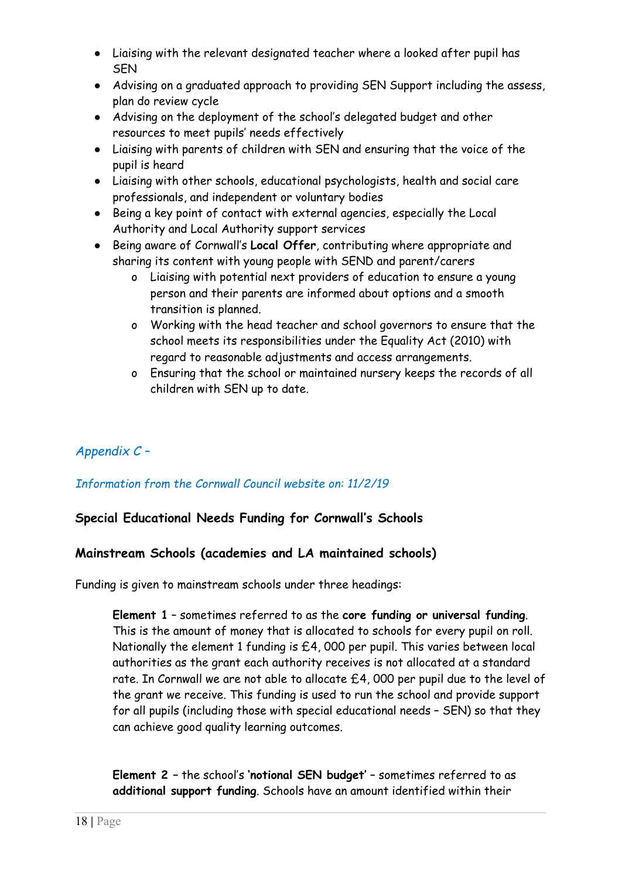- Liaising with the relevant designated teacher where a looked after pupil has SEN
- Advising on a graduated approach to providing SEN Support including the assess, plan do review cycle
- Advising on the deployment of the school's delegated budget and other resources to meet pupils' needs effectively
- Liaising with parents of children with SEN and ensuring that the voice of the pupil is heard
- Liaising with other schools, educational psychologists, health and social care professionals, and independent or voluntary bodies
- Being a key point of contact with external agencies, especially the Local Authority and Local Authority support services
- Being aware of Cornwall's **Local Offer**, contributing where appropriate and sharing its content with young people with SEND and parent/carers
    - Liaising with potential next providers of education to ensure a young person and their parents are informed about options and a smooth transition is planned.
    - Working with the head teacher and school governors to ensure that the school meets its responsibilities under the Equality Act (2010) with regard to reasonable adjustments and access arrangements.
    - Ensuring that the school or maintained nursery keeps the records of all children with SEN up to date.

## *Appendix C –*

*Information from the Cornwall Council website on: 11/2/19*

### Special Educational Needs Funding for Cornwall's Schools

### Mainstream Schools (academies and LA maintained schools)

Funding is given to mainstream schools under three headings:

> **Element 1** – sometimes referred to as the **core funding or universal funding**. This is the amount of money that is allocated to schools for every pupil on roll. Nationally the element 1 funding is £4, 000 per pupil. This varies between local authorities as the grant each authority receives is not allocated at a standard rate. In Cornwall we are not able to allocate £4, 000 per pupil due to the level of the grant we receive. This funding is used to run the school and provide support for all pupils (including those with special educational needs – SEN) so that they can achieve good quality learning outcomes.
>
> **Element 2** – the school's **'notional SEN budget'** – sometimes referred to as **additional support funding**. Schools have an amount identified within their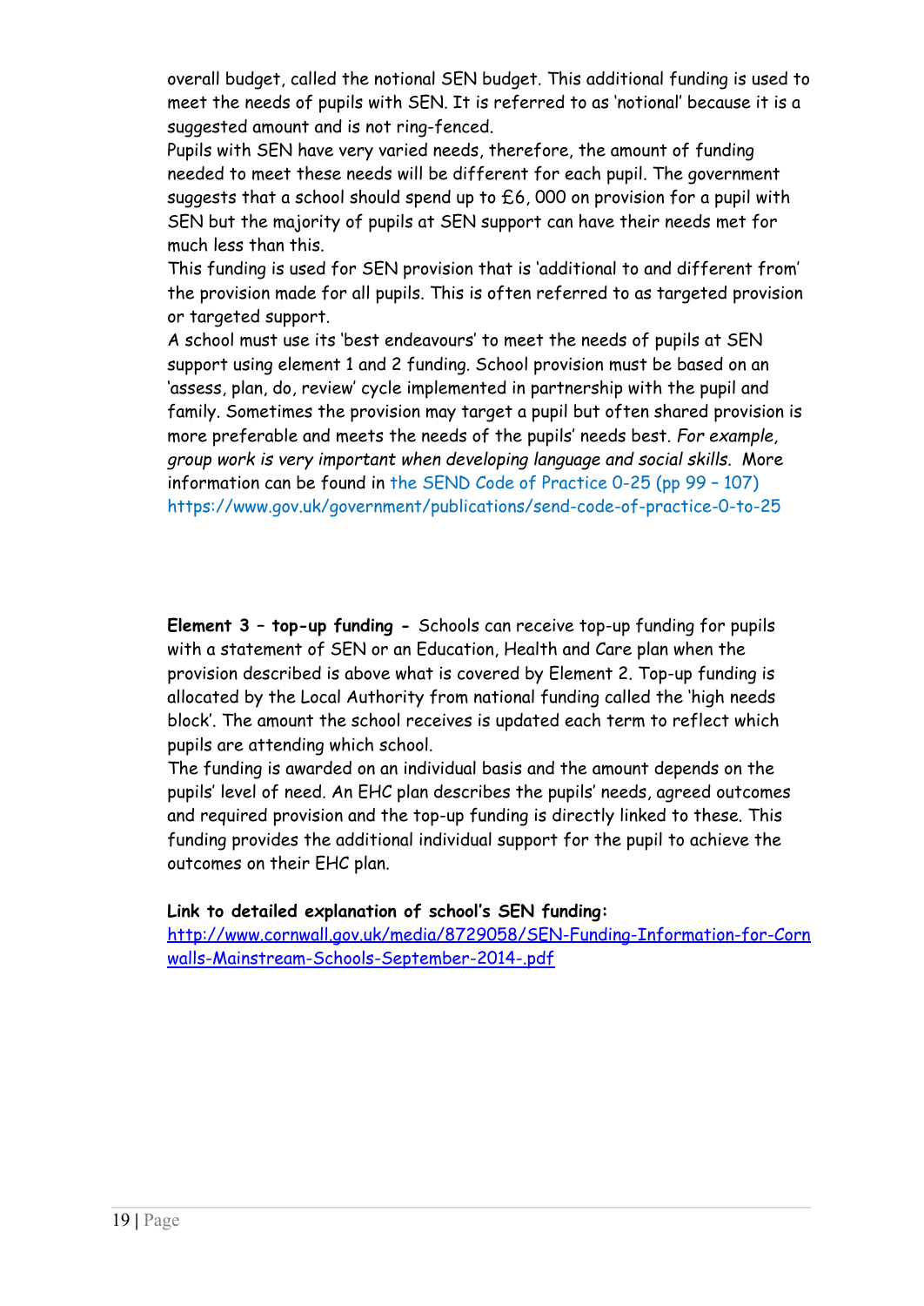overall budget, called the notional SEN budget. This additional funding is used to meet the needs of pupils with SEN. It is referred to as 'notional' because it is a suggested amount and is not ring-fenced.

Pupils with SEN have very varied needs, therefore, the amount of funding needed to meet these needs will be different for each pupil. The government suggests that a school should spend up to £6, 000 on provision for a pupil with SEN but the majority of pupils at SEN support can have their needs met for much less than this.

This funding is used for SEN provision that is 'additional to and different from' the provision made for all pupils. This is often referred to as targeted provision or targeted support.

A school must use its 'best endeavours' to meet the needs of pupils at SEN support using element 1 and 2 funding. School provision must be based on an 'assess, plan, do, review' cycle implemented in partnership with the pupil and family. Sometimes the provision may target a pupil but often shared provision is more preferable and meets the needs of the pupils' needs best. *For example, group work is very important when developing language and social skills.* More information can be found in the SEND Code of Practice 0-25 (pp 99 – 107) https://www.gov.uk/government/publications/send-code-of-practice-0-to-25

**Element 3 – top-up funding -** Schools can receive top-up funding for pupils with a statement of SEN or an Education, Health and Care plan when the provision described is above what is covered by Element 2. Top-up funding is allocated by the Local Authority from national funding called the 'high needs block'. The amount the school receives is updated each term to reflect which pupils are attending which school.

The funding is awarded on an individual basis and the amount depends on the pupils' level of need. An EHC plan describes the pupils' needs, agreed outcomes and required provision and the top-up funding is directly linked to these. This funding provides the additional individual support for the pupil to achieve the outcomes on their EHC plan.

**Link to detailed explanation of school's SEN funding:**
http://www.cornwall.gov.uk/media/8729058/SEN-Funding-Information-for-Cornwalls-Mainstream-Schools-September-2014-.pdf